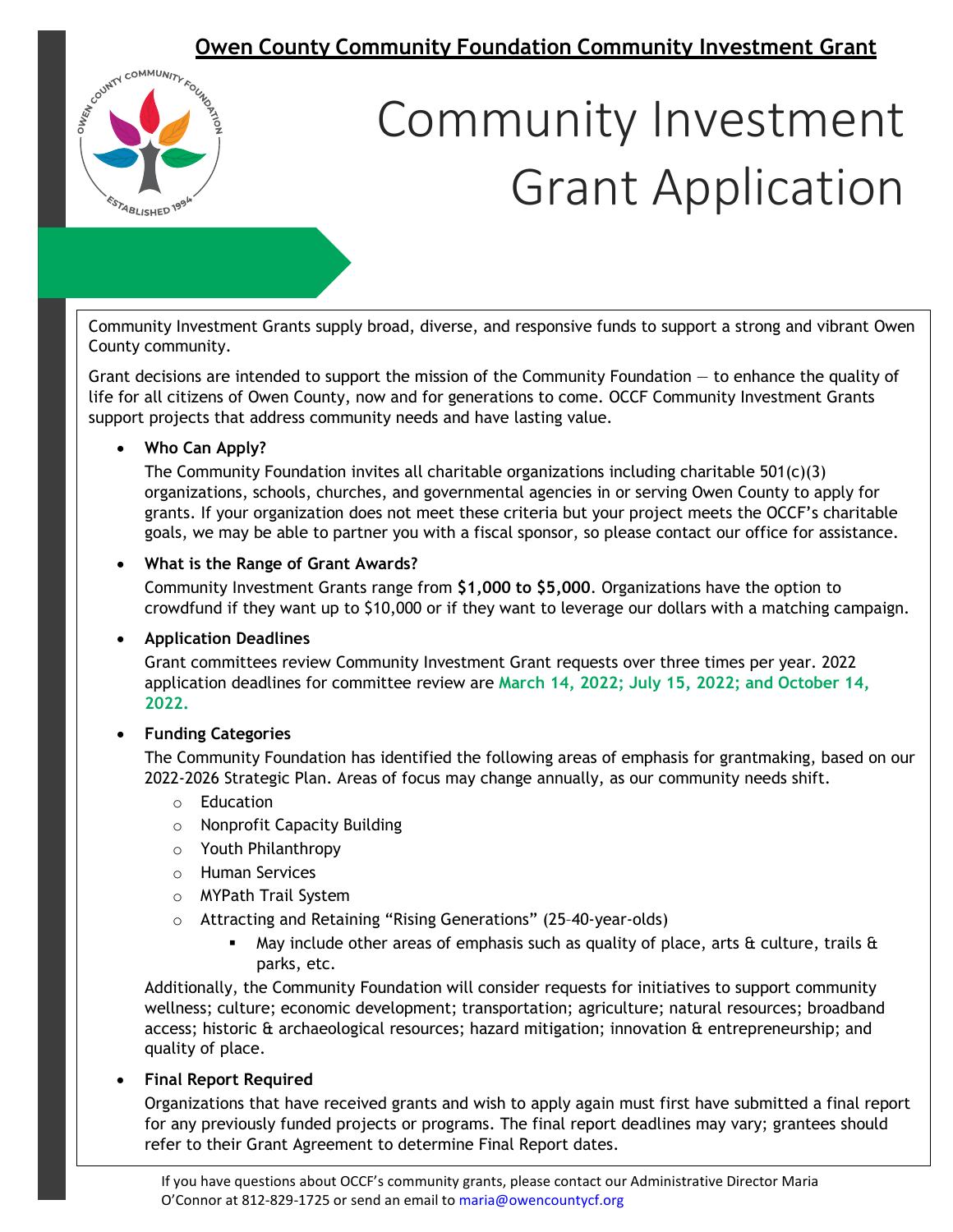**Owen County Community Foundation Community Investment Grant**

# Community Investment Grant Application

Community Investment Grants supply broad, diverse, and responsive funds to support a strong and vibrant Owen County community.

Grant decisions are intended to support the mission of the Community Foundation — to enhance the quality of life for all citizens of Owen County, now and for generations to come. OCCF Community Investment Grants support projects that address community needs and have lasting value.

- **Who Can Apply?**

  The Community Foundation invites all charitable organizations including charitable 501(c)(3) organizations, schools, churches, and governmental agencies in or serving Owen County to apply for grants. If your organization does not meet these criteria but your project meets the OCCF's charitable goals, we may be able to partner you with a fiscal sponsor, so please contact our office for assistance.

- **What is the Range of Grant Awards?**

  Community Investment Grants range from **$1,000 to $5,000**. Organizations have the option to crowdfund if they want up to $10,000 or if they want to leverage our dollars with a matching campaign.

- **Application Deadlines**

  Grant committees review Community Investment Grant requests over three times per year. 2022 application deadlines for committee review are **March 14, 2022; July 15, 2022; and October 14, 2022.**

- **Funding Categories**

  The Community Foundation has identified the following areas of emphasis for grantmaking, based on our 2022-2026 Strategic Plan. Areas of focus may change annually, as our community needs shift.
  - Education
  - Nonprofit Capacity Building
  - Youth Philanthropy
  - Human Services
  - MYPath Trail System
  - Attracting and Retaining "Rising Generations" (25–40-year-olds)
    - May include other areas of emphasis such as quality of place, arts & culture, trails & parks, etc.

  Additionally, the Community Foundation will consider requests for initiatives to support community wellness; culture; economic development; transportation; agriculture; natural resources; broadband access; historic & archaeological resources; hazard mitigation; innovation & entrepreneurship; and quality of place.

- **Final Report Required**

  Organizations that have received grants and wish to apply again must first have submitted a final report for any previously funded projects or programs. The final report deadlines may vary; grantees should refer to their Grant Agreement to determine Final Report dates.

If you have questions about OCCF's community grants, please contact our Administrative Director Maria O'Connor at 812-829-1725 or send an email to maria@owencountycf.org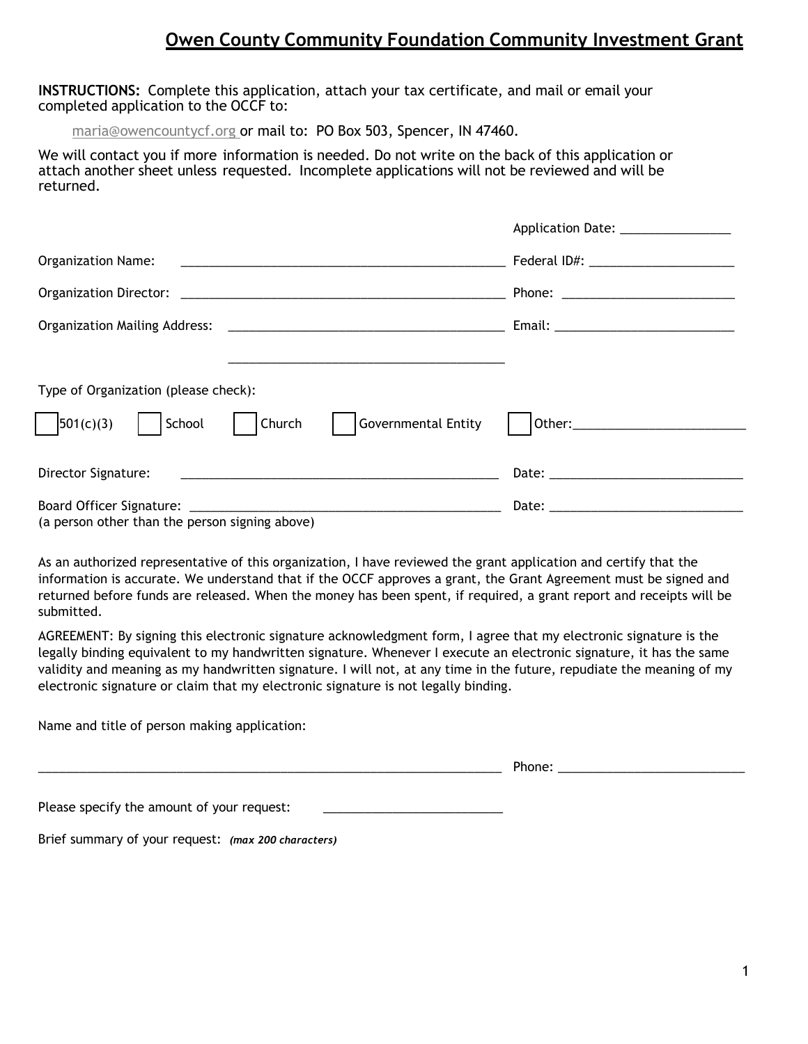# Owen County Community Foundation Community Investment Grant

**INSTRUCTIONS:** Complete this application, attach your tax certificate, and mail or email your completed application to the OCCF to:

maria@owencountycf.org or mail to: PO Box 503, Spencer, IN 47460.

We will contact you if more information is needed. Do not write on the back of this application or attach another sheet unless requested. Incomplete applications will not be reviewed and will be returned.

Application Date: ________________

Organization Name: ________________________________________________ Federal ID#: _____________________

Organization Director: ________________________________________________ Phone: _________________________

Organization Mailing Address: ________________________________________ Email: __________________________

________________________________________

Type of Organization (please check):

☐ 501(c)(3) ☐ School ☐ Church ☐ Governmental Entity ☐ Other:_________________________

Director Signature: ________________________________________________ Date: ____________________________

Board Officer Signature: ________________________________________________ Date: ____________________________
(a person other than the person signing above)

As an authorized representative of this organization, I have reviewed the grant application and certify that the information is accurate. We understand that if the OCCF approves a grant, the Grant Agreement must be signed and returned before funds are released. When the money has been spent, if required, a grant report and receipts will be submitted.

AGREEMENT: By signing this electronic signature acknowledgment form, I agree that my electronic signature is the legally binding equivalent to my handwritten signature. Whenever I execute an electronic signature, it has the same validity and meaning as my handwritten signature. I will not, at any time in the future, repudiate the meaning of my electronic signature or claim that my electronic signature is not legally binding.

Name and title of person making application:

______________________________________________________________________ Phone: ___________________________

Please specify the amount of your request: __________________________

Brief summary of your request: *(max 200 characters)*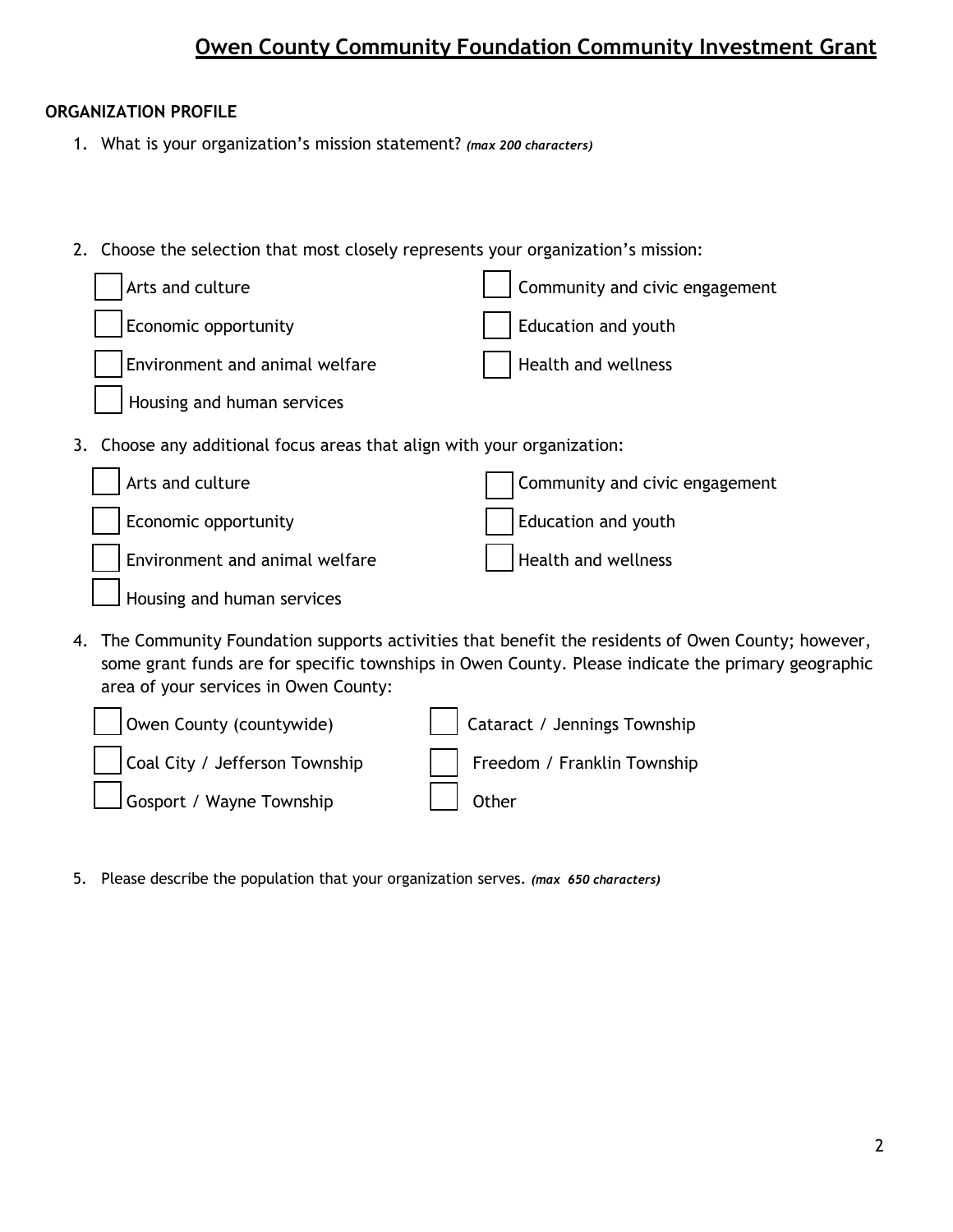# Owen County Community Foundation Community Investment Grant

**ORGANIZATION PROFILE**

1. What is your organization's mission statement? ***(max 200 characters)***

2. Choose the selection that most closely represents your organization's mission:

- [ ] Arts and culture
- [ ] Community and civic engagement
- [ ] Economic opportunity
- [ ] Education and youth
- [ ] Environment and animal welfare
- [ ] Health and wellness
- [ ] Housing and human services

3. Choose any additional focus areas that align with your organization:

- [ ] Arts and culture
- [ ] Community and civic engagement
- [ ] Economic opportunity
- [ ] Education and youth
- [ ] Environment and animal welfare
- [ ] Health and wellness
- [ ] Housing and human services

4. The Community Foundation supports activities that benefit the residents of Owen County; however, some grant funds are for specific townships in Owen County. Please indicate the primary geographic area of your services in Owen County:

- [ ] Owen County (countywide)
- [ ] Cataract / Jennings Township
- [ ] Coal City / Jefferson Township
- [ ] Freedom / Franklin Township
- [ ] Gosport / Wayne Township
- [ ] Other

5. Please describe the population that your organization serves. ***(max 650 characters)***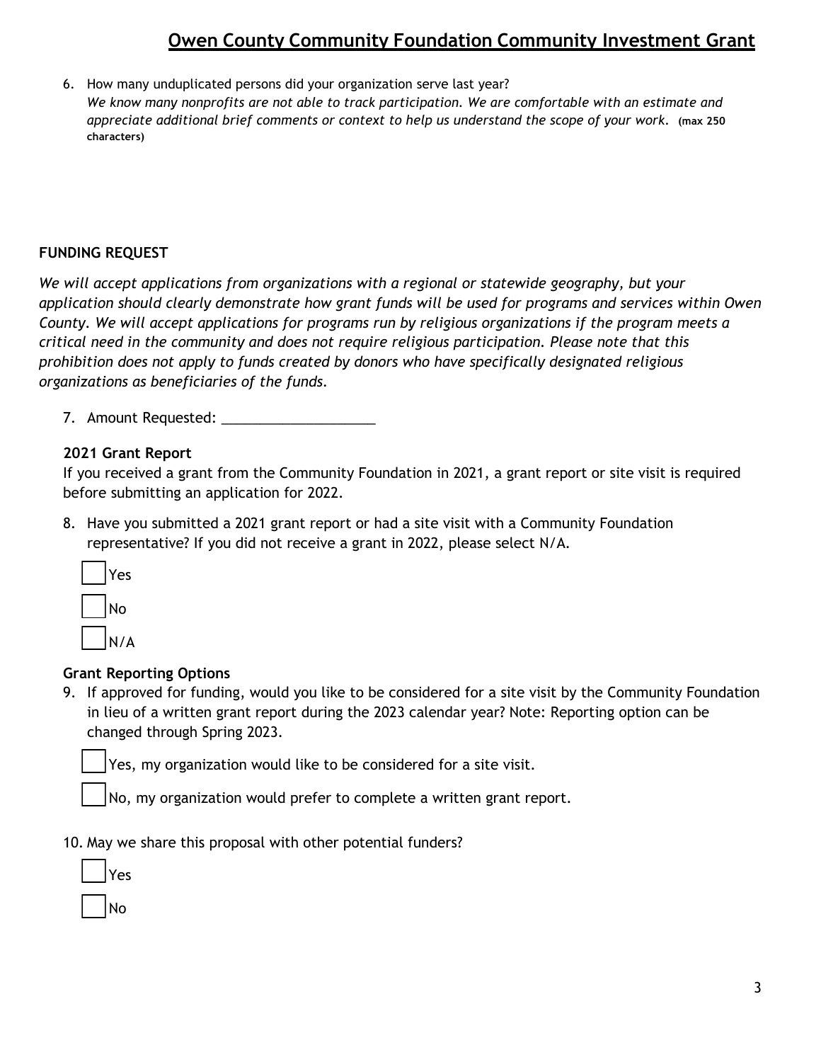6. How many unduplicated persons did your organization serve last year?
   *We know many nonprofits are not able to track participation. We are comfortable with an estimate and appreciate additional brief comments or context to help us understand the scope of your work.* **(max 250 characters)**

**FUNDING REQUEST**

*We will accept applications from organizations with a regional or statewide geography, but your application should clearly demonstrate how grant funds will be used for programs and services within Owen County. We will accept applications for programs run by religious organizations if the program meets a critical need in the community and does not require religious participation. Please note that this prohibition does not apply to funds created by donors who have specifically designated religious organizations as beneficiaries of the funds.*

7. Amount Requested: ____________________

**2021 Grant Report**

If you received a grant from the Community Foundation in 2021, a grant report or site visit is required before submitting an application for 2022.

8. Have you submitted a 2021 grant report or had a site visit with a Community Foundation representative? If you did not receive a grant in 2022, please select N/A.

   ☐ Yes

   ☐ No

   ☐ N/A

**Grant Reporting Options**

9. If approved for funding, would you like to be considered for a site visit by the Community Foundation in lieu of a written grant report during the 2023 calendar year? Note: Reporting option can be changed through Spring 2023.

   ☐ Yes, my organization would like to be considered for a site visit.

   ☐ No, my organization would prefer to complete a written grant report.

10. May we share this proposal with other potential funders?

    ☐ Yes

    ☐ No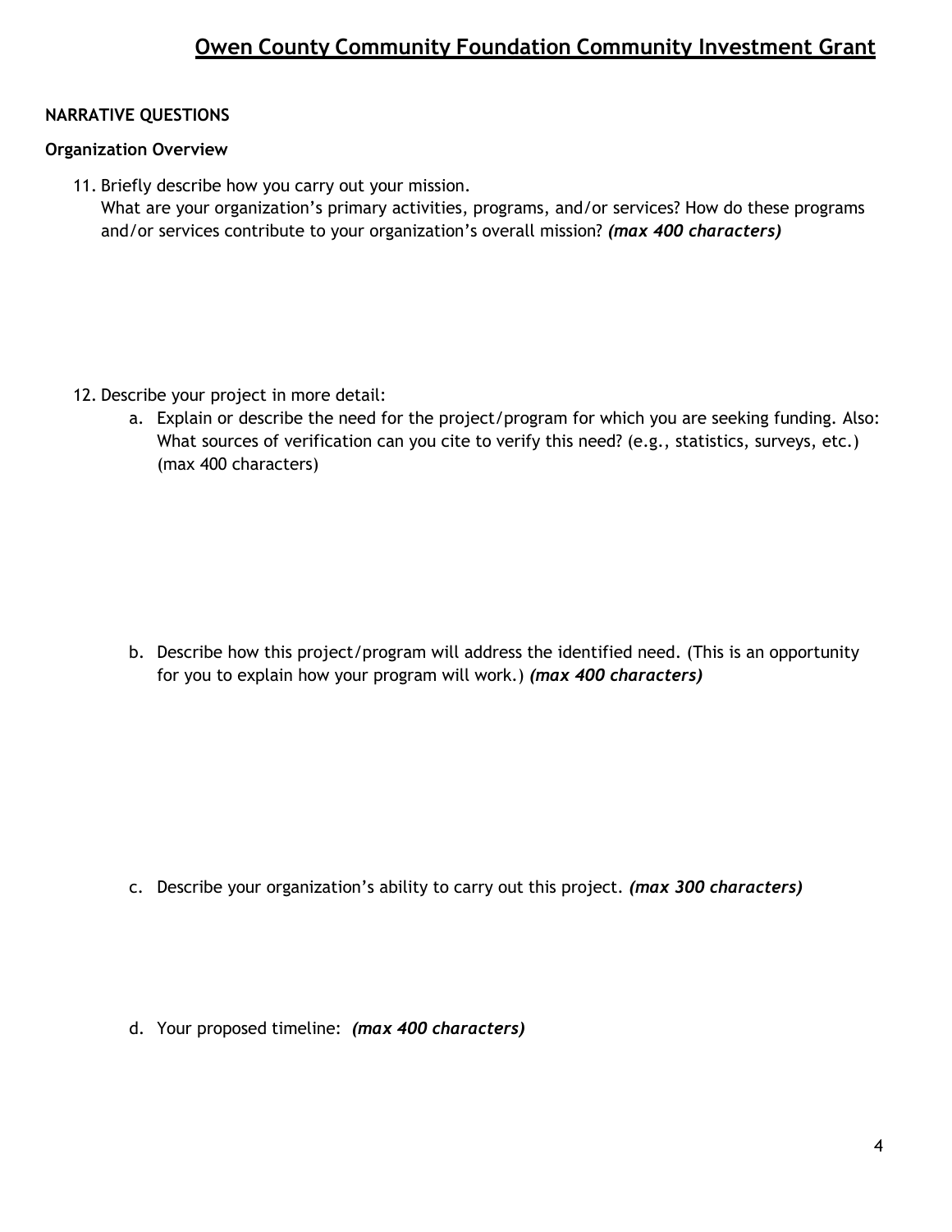# Owen County Community Foundation Community Investment Grant

**NARRATIVE QUESTIONS**

**Organization Overview**

11. Briefly describe how you carry out your mission.
    What are your organization's primary activities, programs, and/or services? How do these programs and/or services contribute to your organization's overall mission? ***(max 400 characters)***

12. Describe your project in more detail:
    a. Explain or describe the need for the project/program for which you are seeking funding. Also: What sources of verification can you cite to verify this need? (e.g., statistics, surveys, etc.) (max 400 characters)

    b. Describe how this project/program will address the identified need. (This is an opportunity for you to explain how your program will work.) ***(max 400 characters)***

    c. Describe your organization's ability to carry out this project. ***(max 300 characters)***

    d. Your proposed timeline: ***(max 400 characters)***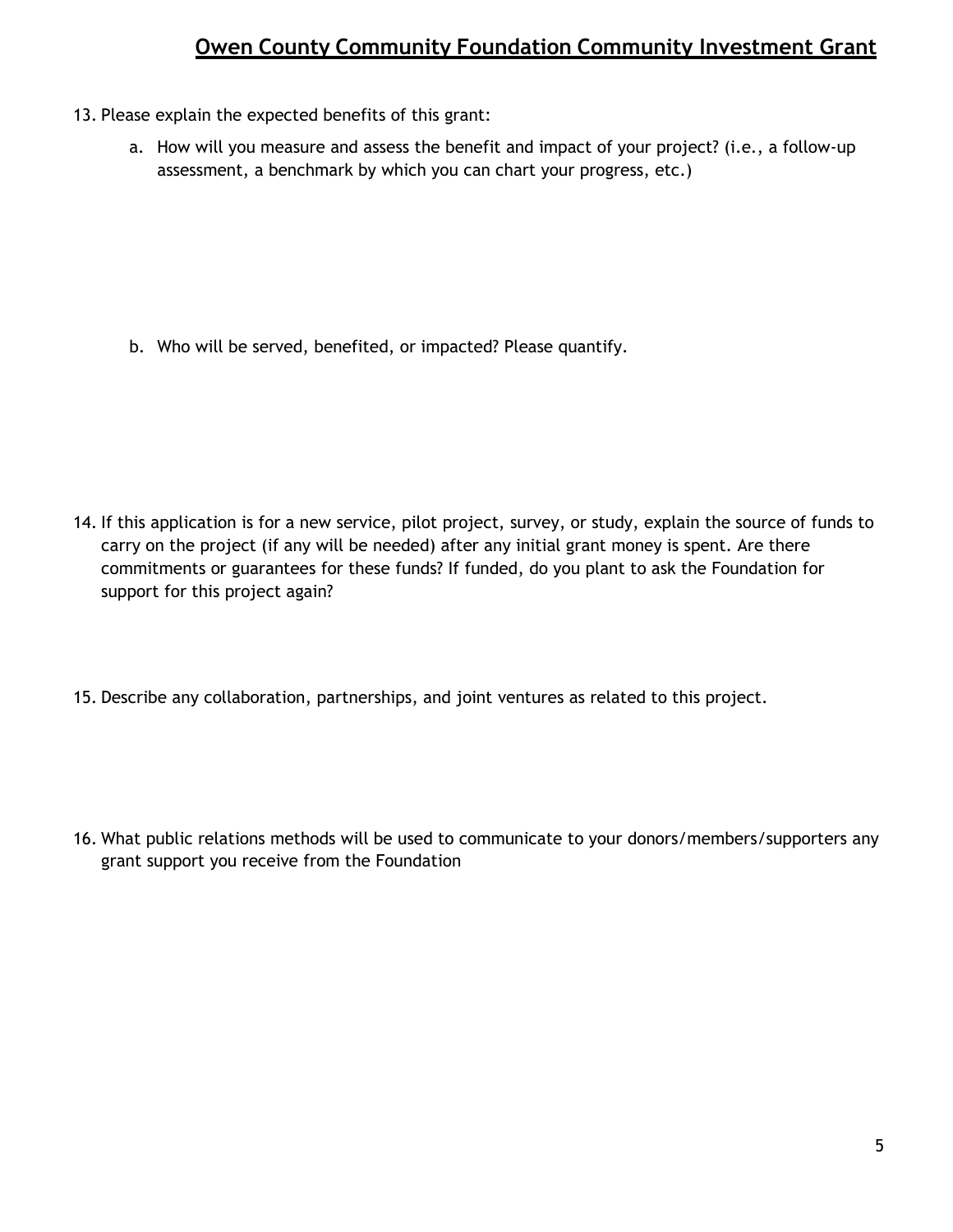13. Please explain the expected benefits of this grant:
    a. How will you measure and assess the benefit and impact of your project? (i.e., a follow-up assessment, a benchmark by which you can chart your progress, etc.)

    b. Who will be served, benefited, or impacted? Please quantify.

14. If this application is for a new service, pilot project, survey, or study, explain the source of funds to carry on the project (if any will be needed) after any initial grant money is spent. Are there commitments or guarantees for these funds? If funded, do you plant to ask the Foundation for support for this project again?

15. Describe any collaboration, partnerships, and joint ventures as related to this project.

16. What public relations methods will be used to communicate to your donors/members/supporters any grant support you receive from the Foundation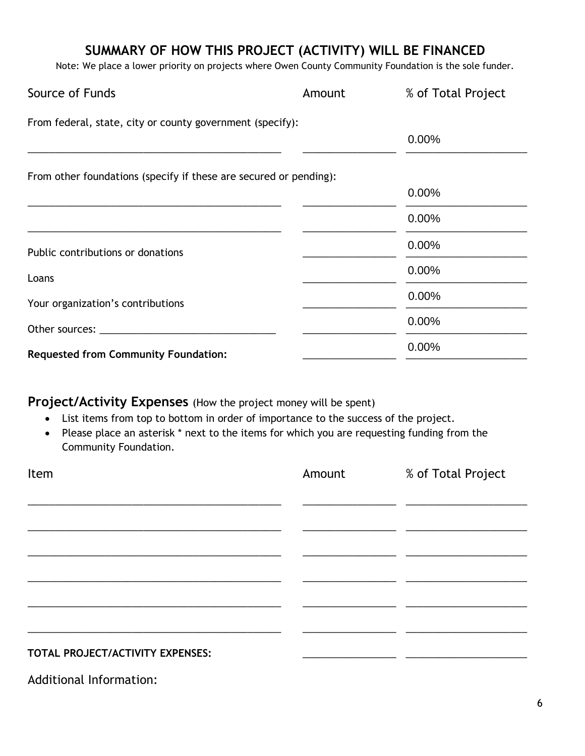## SUMMARY OF HOW THIS PROJECT (ACTIVITY) WILL BE FINANCED

Note: We place a lower priority on projects where Owen County Community Foundation is the sole funder.

| Source of Funds | Amount | % of Total Project |
|---|---|---|
| From federal, state, city or county government (specify): | | |
| _______________ | _______________ | 0.00% |
| From other foundations (specify if these are secured or pending): | | |
| _______________ | _______________ | 0.00% |
| _______________ | _______________ | 0.00% |
| Public contributions or donations | _______________ | 0.00% |
| Loans | _______________ | 0.00% |
| Your organization's contributions | _______________ | 0.00% |
| Other sources: _______________ | _______________ | 0.00% |
| **Requested from Community Foundation:** | _______________ | 0.00% |

## Project/Activity Expenses (How the project money will be spent)

- List items from top to bottom in order of importance to the success of the project.
- Please place an asterisk * next to the items for which you are requesting funding from the Community Foundation.

| Item | Amount | % of Total Project |
|---|---|---|
| _______________ | _______________ | _______________ |
| _______________ | _______________ | _______________ |
| _______________ | _______________ | _______________ |
| _______________ | _______________ | _______________ |
| _______________ | _______________ | _______________ |
| _______________ | _______________ | _______________ |
| **TOTAL PROJECT/ACTIVITY EXPENSES:** | _______________ | _______________ |

Additional Information: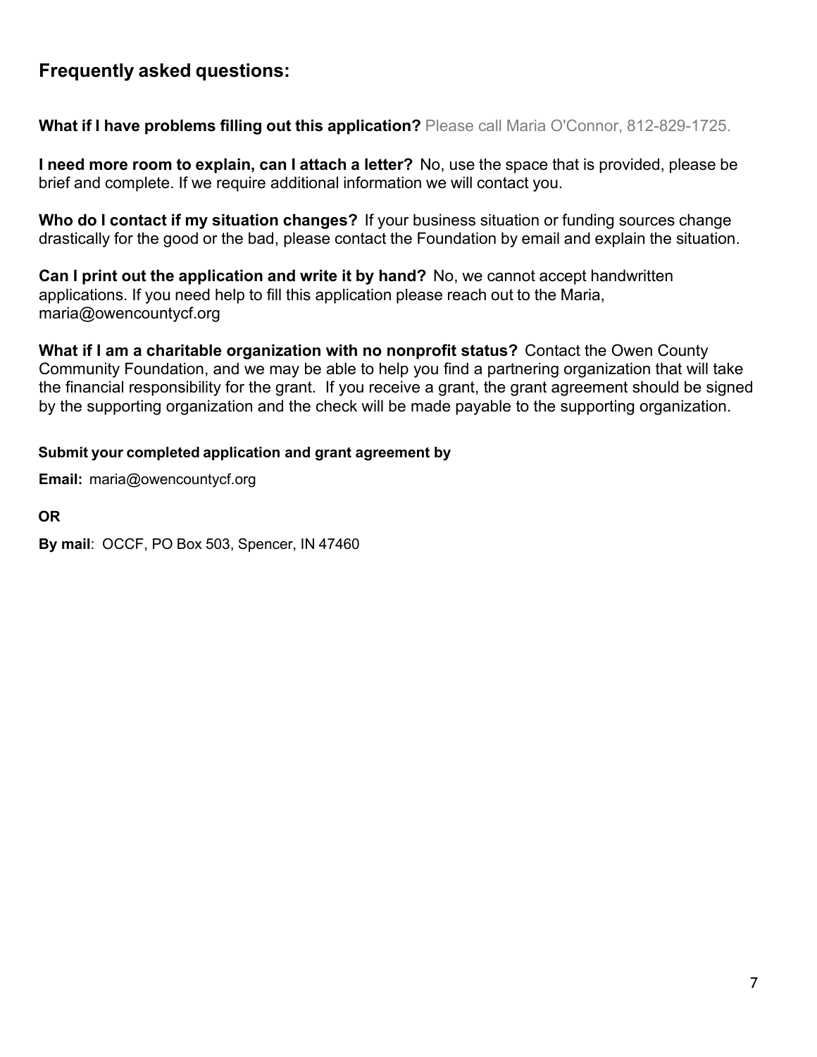## Frequently asked questions:

**What if I have problems filling out this application?** Please call Maria O'Connor, 812-829-1725.

**I need more room to explain, can I attach a letter?** No, use the space that is provided, please be brief and complete. If we require additional information we will contact you.

**Who do I contact if my situation changes?** If your business situation or funding sources change drastically for the good or the bad, please contact the Foundation by email and explain the situation.

**Can I print out the application and write it by hand?** No, we cannot accept handwritten applications. If you need help to fill this application please reach out to the Maria, maria@owencountycf.org

**What if I am a charitable organization with no nonprofit status?** Contact the Owen County Community Foundation, and we may be able to help you find a partnering organization that will take the financial responsibility for the grant. If you receive a grant, the grant agreement should be signed by the supporting organization and the check will be made payable to the supporting organization.

**Submit your completed application and grant agreement by**

**Email:** maria@owencountycf.org

**OR**

**By mail**: OCCF, PO Box 503, Spencer, IN 47460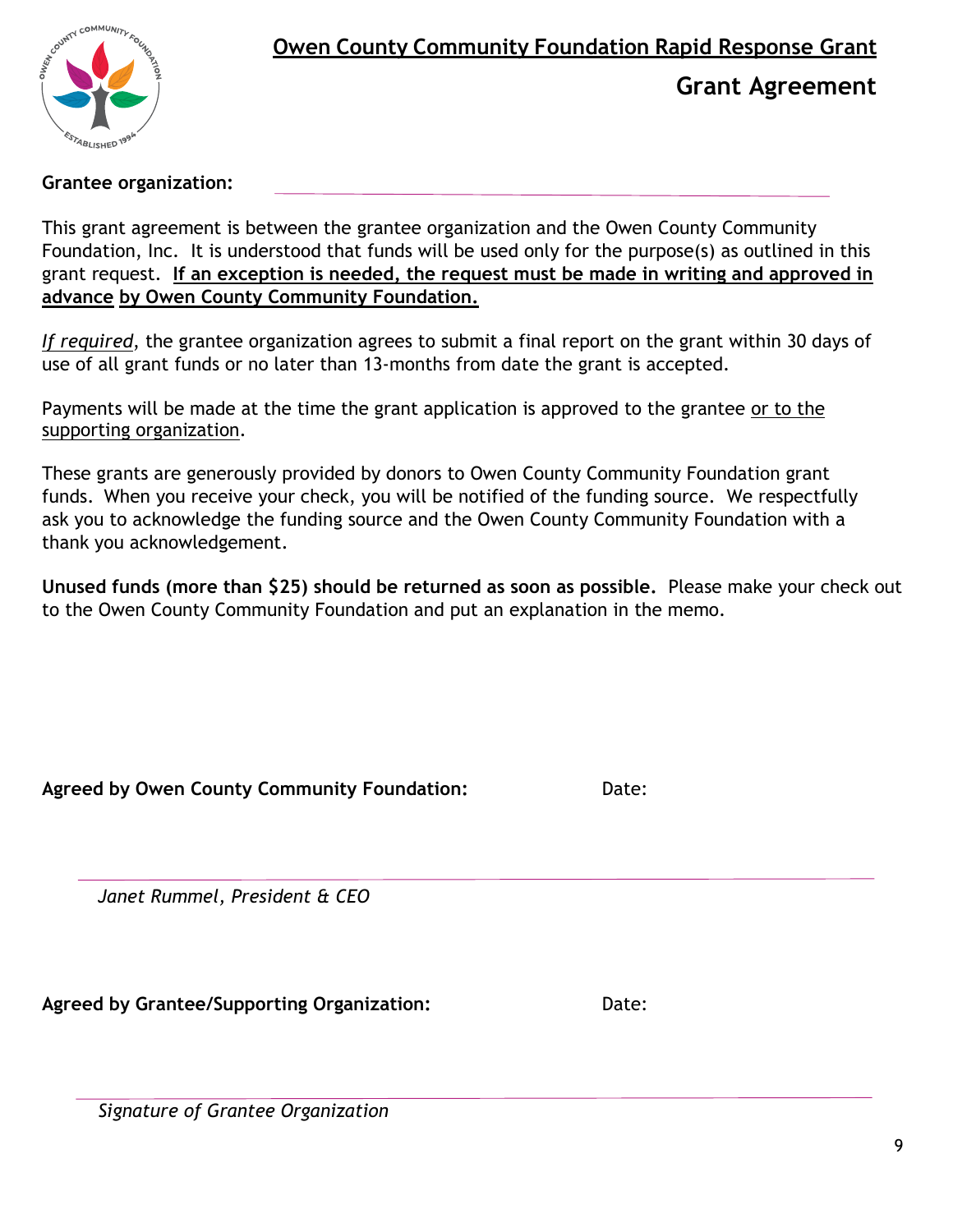## Owen County Community Foundation Rapid Response Grant

# Grant Agreement

**Grantee organization:** ______________________________

This grant agreement is between the grantee organization and the Owen County Community Foundation, Inc. It is understood that funds will be used only for the purpose(s) as outlined in this grant request. **If an exception is needed, the request must be made in writing and approved in advance by Owen County Community Foundation.**

*If required*, the grantee organization agrees to submit a final report on the grant within 30 days of use of all grant funds or no later than 13-months from date the grant is accepted.

Payments will be made at the time the grant application is approved to the grantee or to the supporting organization.

These grants are generously provided by donors to Owen County Community Foundation grant funds. When you receive your check, you will be notified of the funding source. We respectfully ask you to acknowledge the funding source and the Owen County Community Foundation with a thank you acknowledgement.

**Unused funds (more than $25) should be returned as soon as possible.** Please make your check out to the Owen County Community Foundation and put an explanation in the memo.

**Agreed by Owen County Community Foundation:** Date:

______________________________

*Janet Rummel, President & CEO*

**Agreed by Grantee/Supporting Organization:** Date:

______________________________

*Signature of Grantee Organization*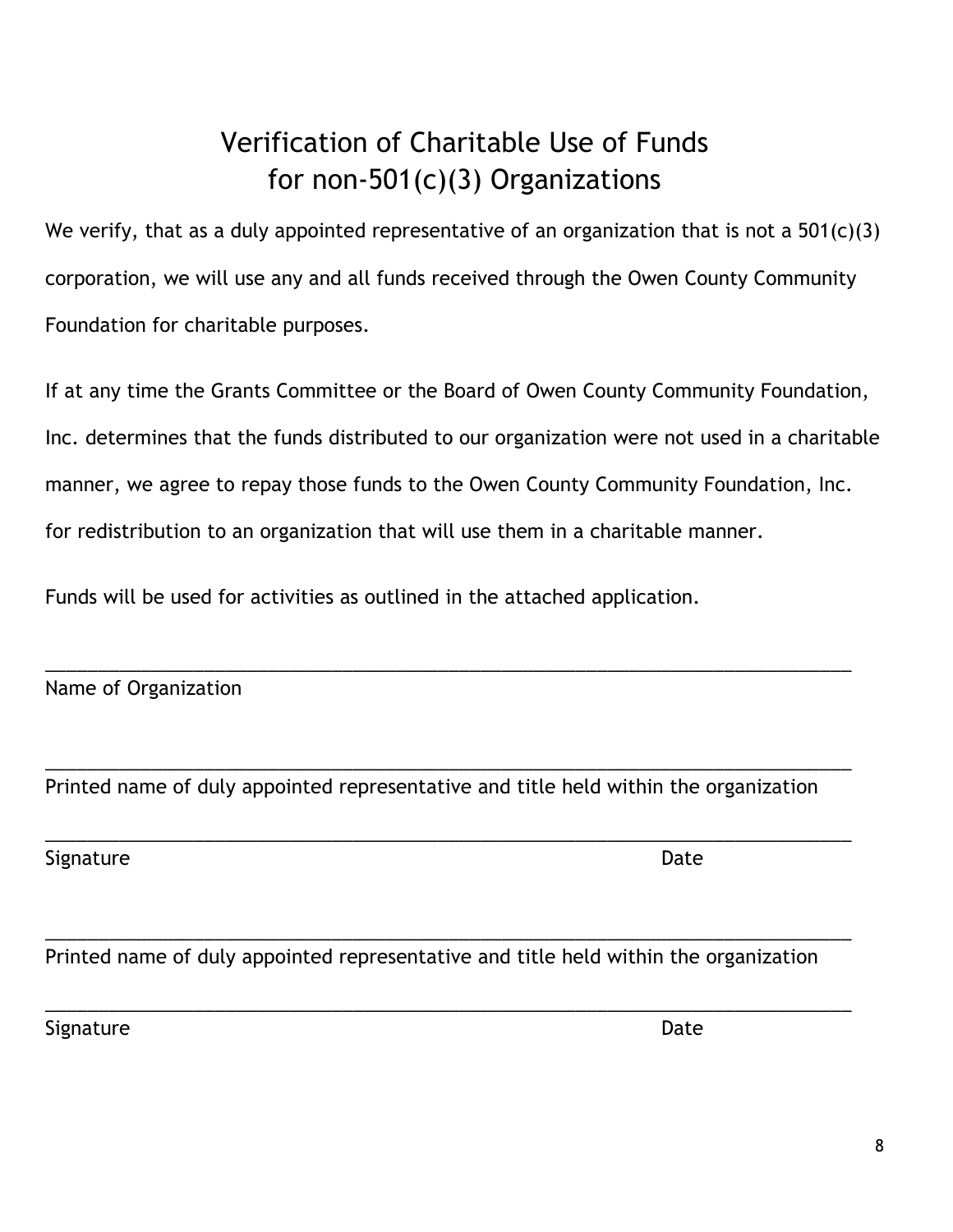# Verification of Charitable Use of Funds for non-501(c)(3) Organizations

We verify, that as a duly appointed representative of an organization that is not a 501(c)(3) corporation, we will use any and all funds received through the Owen County Community Foundation for charitable purposes.

If at any time the Grants Committee or the Board of Owen County Community Foundation, Inc. determines that the funds distributed to our organization were not used in a charitable manner, we agree to repay those funds to the Owen County Community Foundation, Inc. for redistribution to an organization that will use them in a charitable manner.

Funds will be used for activities as outlined in the attached application.

\_\_\_\_\_\_\_\_\_\_\_\_\_\_\_\_\_\_\_\_\_\_\_\_\_\_\_\_\_\_\_\_\_\_\_\_\_\_\_\_\_\_\_\_\_\_\_\_\_\_\_\_\_\_\_\_\_\_\_\_\_\_\_\_\_\_\_\_\_\_\_\_\_\_\_\_

Name of Organization

\_\_\_\_\_\_\_\_\_\_\_\_\_\_\_\_\_\_\_\_\_\_\_\_\_\_\_\_\_\_\_\_\_\_\_\_\_\_\_\_\_\_\_\_\_\_\_\_\_\_\_\_\_\_\_\_\_\_\_\_\_\_\_\_\_\_\_\_\_\_\_\_\_\_\_\_

Printed name of duly appointed representative and title held within the organization

\_\_\_\_\_\_\_\_\_\_\_\_\_\_\_\_\_\_\_\_\_\_\_\_\_\_\_\_\_\_\_\_\_\_\_\_\_\_\_\_\_\_\_\_\_\_\_\_\_\_\_\_\_\_\_\_\_\_\_\_\_\_\_\_\_\_\_\_\_\_\_\_\_\_\_\_

Signature                                                                                                    Date

\_\_\_\_\_\_\_\_\_\_\_\_\_\_\_\_\_\_\_\_\_\_\_\_\_\_\_\_\_\_\_\_\_\_\_\_\_\_\_\_\_\_\_\_\_\_\_\_\_\_\_\_\_\_\_\_\_\_\_\_\_\_\_\_\_\_\_\_\_\_\_\_\_\_\_\_

Printed name of duly appointed representative and title held within the organization

\_\_\_\_\_\_\_\_\_\_\_\_\_\_\_\_\_\_\_\_\_\_\_\_\_\_\_\_\_\_\_\_\_\_\_\_\_\_\_\_\_\_\_\_\_\_\_\_\_\_\_\_\_\_\_\_\_\_\_\_\_\_\_\_\_\_\_\_\_\_\_\_\_\_\_\_

Signature                                                                                                    Date